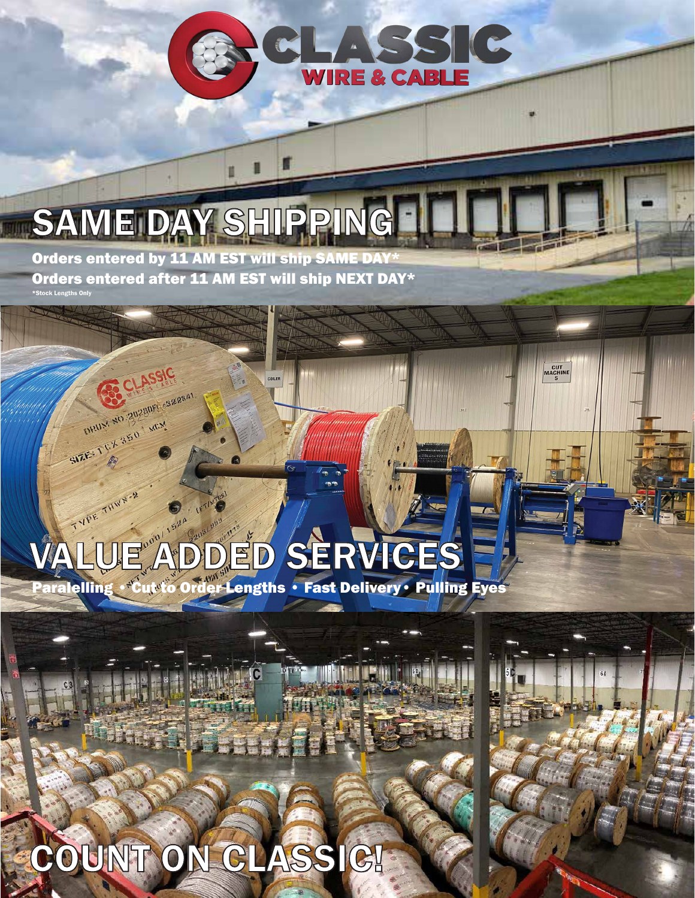# CLASSIC WIRE & CABLE

# SAME DAY SHIPPING

**Orders entered by 11 AM EST will ship SAME DAY***

**Orders entered after 11 AM EST will ship NEXT DAY***

*Stock Lengths Only

# VALUE ADDED SERVICES

**Paralelling • Cut to Order Lengths • Fast Delivery • Pulling Eyes**

# COUNT ON CLASSIC!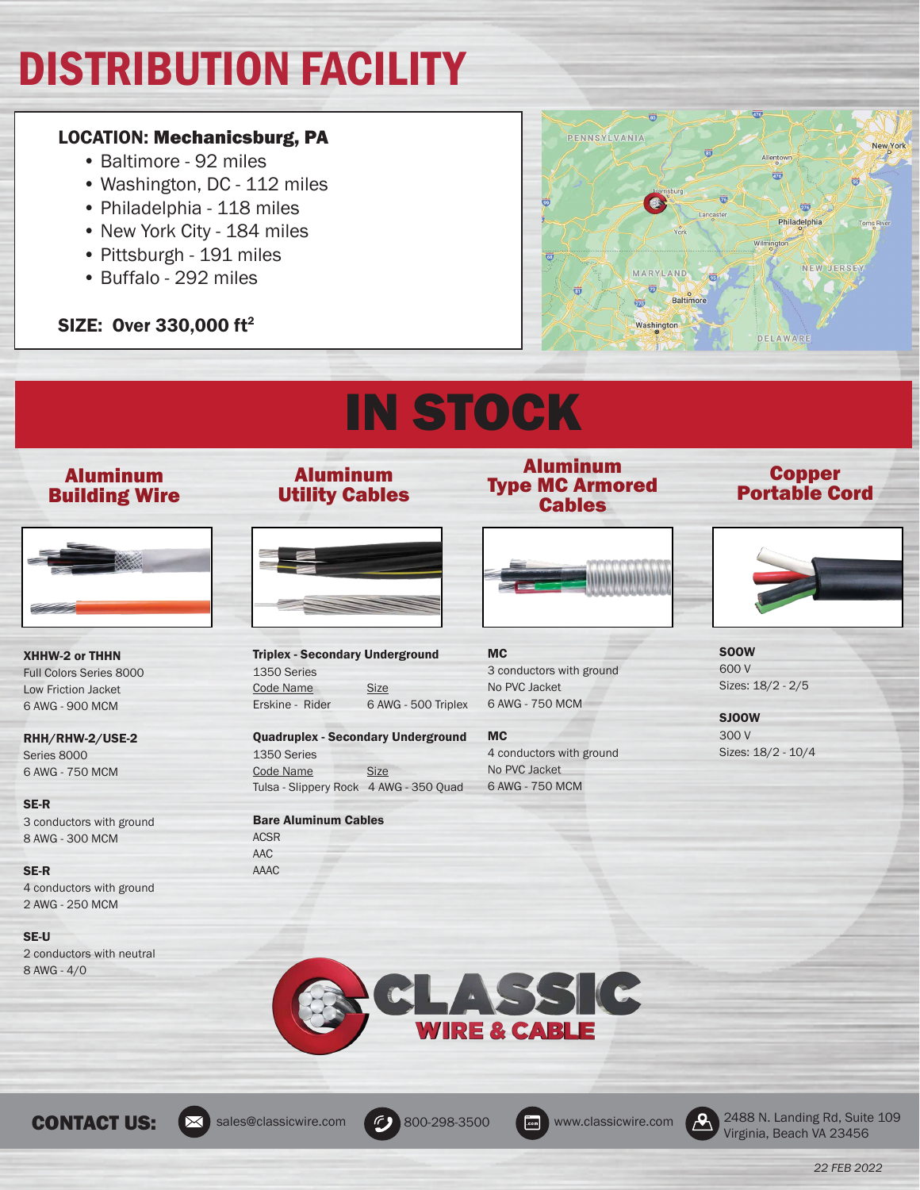# DISTRIBUTION FACILITY

**LOCATION: Mechanicsburg, PA**

- Baltimore - 92 miles
- Washington, DC - 112 miles
- Philadelphia - 118 miles
- New York City - 184 miles
- Pittsburgh - 191 miles
- Buffalo - 292 miles

**SIZE: Over 330,000 ft²**

# IN STOCK

## Aluminum Building Wire

**XHHW-2 or THHN**
Full Colors Series 8000
Low Friction Jacket
6 AWG - 900 MCM

**RHH/RHW-2/USE-2**
Series 8000
6 AWG - 750 MCM

**SE-R**
3 conductors with ground
8 AWG - 300 MCM

**SE-R**
4 conductors with ground
2 AWG - 250 MCM

**SE-U**
2 conductors with neutral
8 AWG - 4/0

## Aluminum Utility Cables

**Triplex - Secondary Underground**
1350 Series

| Code Name | Size |
| --- | --- |
| Erskine - Rider | 6 AWG - 500 Triplex |

**Quadruplex - Secondary Underground**
1350 Series

| Code Name | Size |
| --- | --- |
| Tulsa - Slippery Rock | 4 AWG - 350 Quad |

**Bare Aluminum Cables**
ACSR
AAC
AAAC

## Aluminum Type MC Armored Cables

**MC**
3 conductors with ground
No PVC Jacket
6 AWG - 750 MCM

**MC**
4 conductors with ground
No PVC Jacket
6 AWG - 750 MCM

## Copper Portable Cord

**SOOW**
600 V
Sizes: 18/2 - 2/5

**SJOOW**
300 V
Sizes: 18/2 - 10/4

CLASSIC WIRE & CABLE

**CONTACT US:** sales@classicwire.com | 800-298-3500 | www.classicwire.com | 2488 N. Landing Rd, Suite 109 Virginia, Beach VA 23456

*22 FEB 2022*